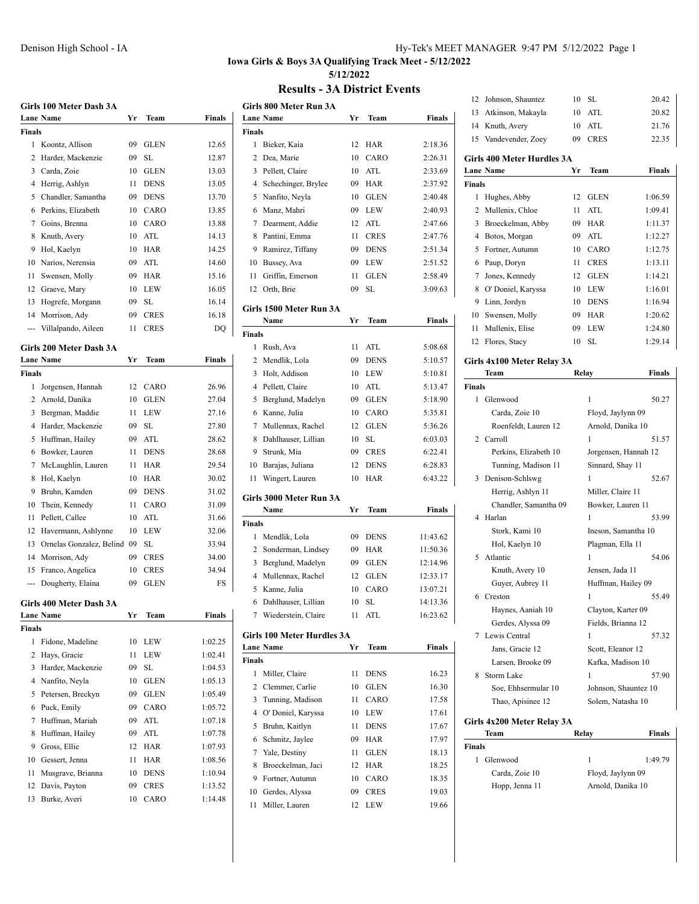# Iowa Girls & Boys 3A Qualifying Track Meet - 5/12/2022

5/12/2022

## Results - 3A District Events

### Girls 100 Meter Dash 3A

| Lane | Name | Yr | Team | Finals |
|---|---|---|---|---|
| **Finals** | | | | |
| 1 | Koontz, Allison | 09 | GLEN | 12.65 |
| 2 | Harder, Mackenzie | 09 | SL | 12.87 |
| 3 | Carda, Zoie | 10 | GLEN | 13.03 |
| 4 | Herrig, Ashlyn | 11 | DENS | 13.05 |
| 5 | Chandler, Samantha | 09 | DENS | 13.70 |
| 6 | Perkins, Elizabeth | 10 | CARO | 13.85 |
| 7 | Goins, Brenna | 10 | CARO | 13.88 |
| 8 | Knuth, Avery | 10 | ATL | 14.13 |
| 9 | Hol, Kaelyn | 10 | HAR | 14.25 |
| 10 | Narios, Nerensia | 09 | ATL | 14.60 |
| 11 | Swensen, Molly | 09 | HAR | 15.16 |
| 12 | Graeve, Mary | 10 | LEW | 16.05 |
| 13 | Hogrefe, Morgann | 09 | SL | 16.14 |
| 14 | Morrison, Ady | 09 | CRES | 16.18 |
| --- | Villalpando, Aileen | 11 | CRES | DQ |

### Girls 200 Meter Dash 3A

| Lane | Name | Yr | Team | Finals |
|---|---|---|---|---|
| **Finals** | | | | |
| 1 | Jorgensen, Hannah | 12 | CARO | 26.96 |
| 2 | Arnold, Danika | 10 | GLEN | 27.04 |
| 3 | Bergman, Maddie | 11 | LEW | 27.16 |
| 4 | Harder, Mackenzie | 09 | SL | 27.80 |
| 5 | Huffman, Hailey | 09 | ATL | 28.62 |
| 6 | Bowker, Lauren | 11 | DENS | 28.68 |
| 7 | McLaughlin, Lauren | 11 | HAR | 29.54 |
| 8 | Hol, Kaelyn | 10 | HAR | 30.02 |
| 9 | Bruhn, Kamden | 09 | DENS | 31.02 |
| 10 | Thein, Kennedy | 11 | CARO | 31.09 |
| 11 | Pellett, Callee | 10 | ATL | 31.66 |
| 12 | Havermann, Ashlynne | 10 | LEW | 32.06 |
| 13 | Ornelas Gonzalez, Belind | 09 | SL | 33.94 |
| 14 | Morrison, Ady | 09 | CRES | 34.00 |
| 15 | Franco, Angelica | 10 | CRES | 34.94 |
| --- | Dougherty, Elaina | 09 | GLEN | FS |

### Girls 400 Meter Dash 3A

| Lane | Name | Yr | Team | Finals |
|---|---|---|---|---|
| **Finals** | | | | |
| 1 | Fidone, Madeline | 10 | LEW | 1:02.25 |
| 2 | Hays, Gracie | 11 | LEW | 1:02.41 |
| 3 | Harder, Mackenzie | 09 | SL | 1:04.53 |
| 4 | Nanfito, Neyla | 10 | GLEN | 1:05.13 |
| 5 | Petersen, Breckyn | 09 | GLEN | 1:05.49 |
| 6 | Puck, Emily | 09 | CARO | 1:05.72 |
| 7 | Huffman, Mariah | 09 | ATL | 1:07.18 |
| 8 | Huffman, Hailey | 09 | ATL | 1:07.78 |
| 9 | Gross, Ellie | 12 | HAR | 1:07.93 |
| 10 | Gessert, Jenna | 11 | HAR | 1:08.56 |
| 11 | Musgrave, Brianna | 10 | DENS | 1:10.94 |
| 12 | Davis, Payton | 09 | CRES | 1:13.52 |
| 13 | Burke, Averi | 10 | CARO | 1:14.48 |

### Girls 800 Meter Run 3A

| Lane | Name | Yr | Team | Finals |
|---|---|---|---|---|
| **Finals** | | | | |
| 1 | Bieker, Kaia | 12 | HAR | 2:18.36 |
| 2 | Dea, Marie | 10 | CARO | 2:26.31 |
| 3 | Pellett, Claire | 10 | ATL | 2:33.69 |
| 4 | Schechinger, Brylee | 09 | HAR | 2:37.92 |
| 5 | Nanfito, Neyla | 10 | GLEN | 2:40.48 |
| 6 | Manz, Mahri | 09 | LEW | 2:40.93 |
| 7 | Dearment, Addie | 12 | ATL | 2:47.66 |
| 8 | Pantini, Emma | 11 | CRES | 2:47.76 |
| 9 | Ramirez, Tiffany | 09 | DENS | 2:51.34 |
| 10 | Bussey, Ava | 09 | LEW | 2:51.52 |
| 11 | Griffin, Emerson | 11 | GLEN | 2:58.49 |
| 12 | Orth, Brie | 09 | SL | 3:09.63 |

### Girls 1500 Meter Run 3A

| | Name | Yr | Team | Finals |
|---|---|---|---|---|
| **Finals** | | | | |
| 1 | Rush, Ava | 11 | ATL | 5:08.68 |
| 2 | Mendlik, Lola | 09 | DENS | 5:10.57 |
| 3 | Holt, Addison | 10 | LEW | 5:10.81 |
| 4 | Pellett, Claire | 10 | ATL | 5:13.47 |
| 5 | Berglund, Madelyn | 09 | GLEN | 5:18.90 |
| 6 | Kanne, Julia | 10 | CARO | 5:35.81 |
| 7 | Mullennax, Rachel | 12 | GLEN | 5:36.26 |
| 8 | Dahlhauser, Lillian | 10 | SL | 6:03.03 |
| 9 | Strunk, Mia | 09 | CRES | 6:22.41 |
| 10 | Barajas, Juliana | 12 | DENS | 6:28.83 |
| 11 | Wingert, Lauren | 10 | HAR | 6:43.22 |

### Girls 3000 Meter Run 3A

| | Name | Yr | Team | Finals |
|---|---|---|---|---|
| **Finals** | | | | |
| 1 | Mendlik, Lola | 09 | DENS | 11:43.62 |
| 2 | Sonderman, Lindsey | 09 | HAR | 11:50.36 |
| 3 | Berglund, Madelyn | 09 | GLEN | 12:14.96 |
| 4 | Mullennax, Rachel | 12 | GLEN | 12:33.17 |
| 5 | Kanne, Julia | 10 | CARO | 13:07.21 |
| 6 | Dahlhauser, Lillian | 10 | SL | 14:13.36 |
| 7 | Wiederstein, Claire | 11 | ATL | 16:23.62 |

### Girls 100 Meter Hurdles 3A

| Lane | Name | Yr | Team | Finals |
|---|---|---|---|---|
| **Finals** | | | | |
| 1 | Miller, Claire | 11 | DENS | 16.23 |
| 2 | Clemmer, Carlie | 10 | GLEN | 16.30 |
| 3 | Tunning, Madison | 11 | CARO | 17.58 |
| 4 | O' Doniel, Karyssa | 10 | LEW | 17.61 |
| 5 | Bruhn, Kaitlyn | 11 | DENS | 17.67 |
| 6 | Schmitz, Jaylee | 09 | HAR | 17.97 |
| 7 | Yale, Destiny | 11 | GLEN | 18.13 |
| 8 | Broeckelman, Jaci | 12 | HAR | 18.25 |
| 9 | Fortner, Autumn | 10 | CARO | 18.35 |
| 10 | Gerdes, Alyssa | 09 | CRES | 19.03 |
| 11 | Miller, Lauren | 12 | LEW | 19.66 |
| 12 | Johnson, Shauntez | 10 | SL | 20.42 |
| 13 | Atkinson, Makayla | 10 | ATL | 20.82 |
| 14 | Knuth, Avery | 10 | ATL | 21.76 |
| 15 | Vandevender, Zoey | 09 | CRES | 22.35 |

### Girls 400 Meter Hurdles 3A

| Lane | Name | Yr | Team | Finals |
|---|---|---|---|---|
| **Finals** | | | | |
| 1 | Hughes, Abby | 12 | GLEN | 1:06.59 |
| 2 | Mullenix, Chloe | 11 | ATL | 1:09.41 |
| 3 | Broeckelman, Abby | 09 | HAR | 1:11.37 |
| 4 | Botos, Morgan | 09 | ATL | 1:12.27 |
| 5 | Fortner, Autumn | 10 | CARO | 1:12.75 |
| 6 | Paup, Doryn | 11 | CRES | 1:13.11 |
| 7 | Jones, Kennedy | 12 | GLEN | 1:14.21 |
| 8 | O' Doniel, Karyssa | 10 | LEW | 1:16.01 |
| 9 | Linn, Jordyn | 10 | DENS | 1:16.94 |
| 10 | Swensen, Molly | 09 | HAR | 1:20.62 |
| 11 | Mullenix, Elise | 09 | LEW | 1:24.80 |
| 12 | Flores, Stacy | 10 | SL | 1:29.14 |

### Girls 4x100 Meter Relay 3A

| | Team | Relay | Finals |
|---|---|---|---|
| **Finals** | | | |
| 1 | Glenwood | 1 | 50.27 |
| | Carda, Zoie 10 | Floyd, Jaylynn 09 | |
| | Roenfeldt, Lauren 12 | Arnold, Danika 10 | |
| 2 | Carroll | 1 | 51.57 |
| | Perkins, Elizabeth 10 | Jorgensen, Hannah 12 | |
| | Tunning, Madison 11 | Sinnard, Shay 11 | |
| 3 | Denison-Schlswg | 1 | 52.67 |
| | Herrig, Ashlyn 11 | Miller, Claire 11 | |
| | Chandler, Samantha 09 | Bowker, Lauren 11 | |
| 4 | Harlan | 1 | 53.99 |
| | Stork, Kami 10 | Ineson, Samantha 10 | |
| | Hol, Kaelyn 10 | Plagman, Ella 11 | |
| 5 | Atlantic | 1 | 54.06 |
| | Knuth, Avery 10 | Jensen, Jada 11 | |
| | Guyer, Aubrey 11 | Huffman, Hailey 09 | |
| 6 | Creston | 1 | 55.49 |
| | Haynes, Aaniah 10 | Clayton, Karter 09 | |
| | Gerdes, Alyssa 09 | Fields, Brianna 12 | |
| 7 | Lewis Central | 1 | 57.32 |
| | Jans, Gracie 12 | Scott, Eleanor 12 | |
| | Larsen, Brooke 09 | Kafka, Madison 10 | |
| 8 | Storm Lake | 1 | 57.90 |
| | Soe, Ehhsermular 10 | Johnson, Shauntez 10 | |
| | Thao, Apisinee 12 | Solem, Natasha 10 | |

### Girls 4x200 Meter Relay 3A

| | Team | Relay | Finals |
|---|---|---|---|
| **Finals** | | | |
| 1 | Glenwood | 1 | 1:49.79 |
| | Carda, Zoie 10 | Floyd, Jaylynn 09 | |
| | Hopp, Jenna 11 | Arnold, Danika 10 | |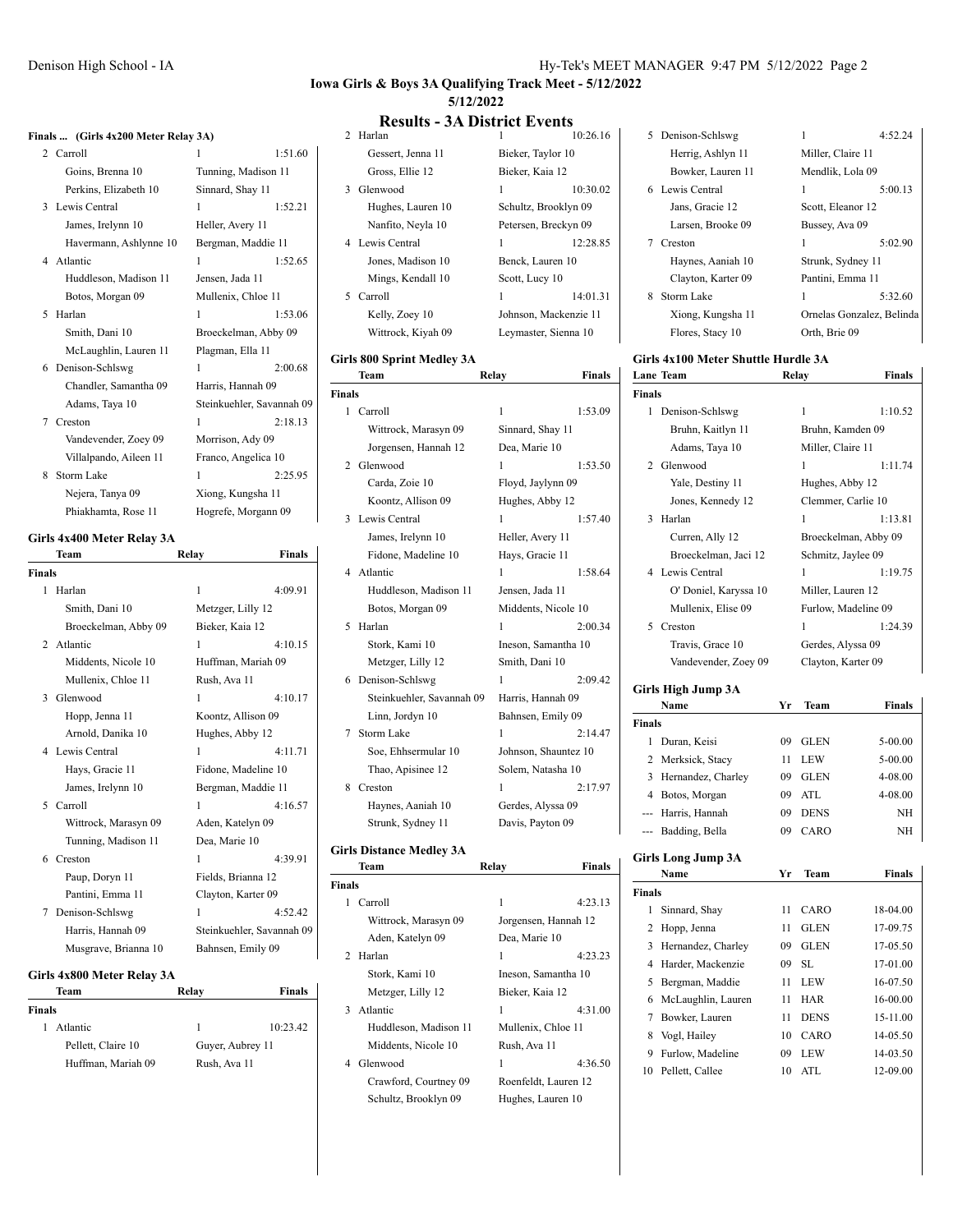**Iowa Girls & Boys 3A Qualifying Track Meet - 5/12/2022**

**5/12/2022**

## Results - 3A District Events

### Finals ... (Girls 4x200 Meter Relay 3A)

| Place | Team | Relay | Finals |
|---|---|---|---|
| 2 | Carroll | 1 | 1:51.60 |
| | Goins, Brenna 10 | Tunning, Madison 11 | |
| | Perkins, Elizabeth 10 | Sinnard, Shay 11 | |
| 3 | Lewis Central | 1 | 1:52.21 |
| | James, Irelynn 10 | Heller, Avery 11 | |
| | Havermann, Ashlynne 10 | Bergman, Maddie 11 | |
| 4 | Atlantic | 1 | 1:52.65 |
| | Huddleson, Madison 11 | Jensen, Jada 11 | |
| | Botos, Morgan 09 | Mullenix, Chloe 11 | |
| 5 | Harlan | 1 | 1:53.06 |
| | Smith, Dani 10 | Broeckelman, Abby 09 | |
| | McLaughlin, Lauren 11 | Plagman, Ella 11 | |
| 6 | Denison-Schlswg | 1 | 2:00.68 |
| | Chandler, Samantha 09 | Harris, Hannah 09 | |
| | Adams, Taya 10 | Steinkuehler, Savannah 09 | |
| 7 | Creston | 1 | 2:18.13 |
| | Vandevender, Zoey 09 | Morrison, Ady 09 | |
| | Villalpando, Aileen 11 | Franco, Angelica 10 | |
| 8 | Storm Lake | 1 | 2:25.95 |
| | Nejera, Tanya 09 | Xiong, Kungsha 11 | |
| | Phiakhamta, Rose 11 | Hogrefe, Morgann 09 | |

### Girls 4x400 Meter Relay 3A

| Place | Team | Relay | Finals |
|---|---|---|---|
| **Finals** | | | |
| 1 | Harlan | 1 | 4:09.91 |
| | Smith, Dani 10 | Metzger, Lilly 12 | |
| | Broeckelman, Abby 09 | Bieker, Kaia 12 | |
| 2 | Atlantic | 1 | 4:10.15 |
| | Middents, Nicole 10 | Huffman, Mariah 09 | |
| | Mullenix, Chloe 11 | Rush, Ava 11 | |
| 3 | Glenwood | 1 | 4:10.17 |
| | Hopp, Jenna 11 | Koontz, Allison 09 | |
| | Arnold, Danika 10 | Hughes, Abby 12 | |
| 4 | Lewis Central | 1 | 4:11.71 |
| | Hays, Gracie 11 | Fidone, Madeline 10 | |
| | James, Irelynn 10 | Bergman, Maddie 11 | |
| 5 | Carroll | 1 | 4:16.57 |
| | Wittrock, Marasyn 09 | Aden, Katelyn 09 | |
| | Tunning, Madison 11 | Dea, Marie 10 | |
| 6 | Creston | 1 | 4:39.91 |
| | Paup, Doryn 11 | Fields, Brianna 12 | |
| | Pantini, Emma 11 | Clayton, Karter 09 | |
| 7 | Denison-Schlswg | 1 | 4:52.42 |
| | Harris, Hannah 09 | Steinkuehler, Savannah 09 | |
| | Musgrave, Brianna 10 | Bahnsen, Emily 09 | |

### Girls 4x800 Meter Relay 3A

| Place | Team | Relay | Finals |
|---|---|---|---|
| **Finals** | | | |
| 1 | Atlantic | 1 | 10:23.42 |
| | Pellett, Claire 10 | Guyer, Aubrey 11 | |
| | Huffman, Mariah 09 | Rush, Ava 11 | |
| 2 | Harlan | 1 | 10:26.16 |
| | Gessert, Jenna 11 | Bieker, Taylor 10 | |
| | Gross, Ellie 12 | Bieker, Kaia 12 | |
| 3 | Glenwood | 1 | 10:30.02 |
| | Hughes, Lauren 10 | Schultz, Brooklyn 09 | |
| | Nanfito, Neyla 10 | Petersen, Breckyn 09 | |
| 4 | Lewis Central | 1 | 12:28.85 |
| | Jones, Madison 10 | Benck, Lauren 10 | |
| | Mings, Kendall 10 | Scott, Lucy 10 | |
| 5 | Carroll | 1 | 14:01.31 |
| | Kelly, Zoey 10 | Johnson, Mackenzie 11 | |
| | Wittrock, Kiyah 09 | Leymaster, Sienna 10 | |

### Girls 800 Sprint Medley 3A

| Place | Team | Relay | Finals |
|---|---|---|---|
| **Finals** | | | |
| 1 | Carroll | 1 | 1:53.09 |
| | Wittrock, Marasyn 09 | Sinnard, Shay 11 | |
| | Jorgensen, Hannah 12 | Dea, Marie 10 | |
| 2 | Glenwood | 1 | 1:53.50 |
| | Carda, Zoie 10 | Floyd, Jaylynn 09 | |
| | Koontz, Allison 09 | Hughes, Abby 12 | |
| 3 | Lewis Central | 1 | 1:57.40 |
| | James, Irelynn 10 | Heller, Avery 11 | |
| | Fidone, Madeline 10 | Hays, Gracie 11 | |
| 4 | Atlantic | 1 | 1:58.64 |
| | Huddleson, Madison 11 | Jensen, Jada 11 | |
| | Botos, Morgan 09 | Middents, Nicole 10 | |
| 5 | Harlan | 1 | 2:00.34 |
| | Stork, Kami 10 | Ineson, Samantha 10 | |
| | Metzger, Lilly 12 | Smith, Dani 10 | |
| 6 | Denison-Schlswg | 1 | 2:09.42 |
| | Steinkuehler, Savannah 09 | Harris, Hannah 09 | |
| | Linn, Jordyn 10 | Bahnsen, Emily 09 | |
| 7 | Storm Lake | 1 | 2:14.47 |
| | Soe, Ehhsermular 10 | Johnson, Shauntez 10 | |
| | Thao, Apisinee 12 | Solem, Natasha 10 | |
| 8 | Creston | 1 | 2:17.97 |
| | Haynes, Aaniah 10 | Gerdes, Alyssa 09 | |
| | Strunk, Sydney 11 | Davis, Payton 09 | |

### Girls Distance Medley 3A

| Place | Team | Relay | Finals |
|---|---|---|---|
| **Finals** | | | |
| 1 | Carroll | 1 | 4:23.13 |
| | Wittrock, Marasyn 09 | Jorgensen, Hannah 12 | |
| | Aden, Katelyn 09 | Dea, Marie 10 | |
| 2 | Harlan | 1 | 4:23.23 |
| | Stork, Kami 10 | Ineson, Samantha 10 | |
| | Metzger, Lilly 12 | Bieker, Kaia 12 | |
| 3 | Atlantic | 1 | 4:31.00 |
| | Huddleson, Madison 11 | Mullenix, Chloe 11 | |
| | Middents, Nicole 10 | Rush, Ava 11 | |
| 4 | Glenwood | 1 | 4:36.50 |
| | Crawford, Courtney 09 | Roenfeldt, Lauren 12 | |
| | Schultz, Brooklyn 09 | Hughes, Lauren 10 | |
| 5 | Denison-Schlswg | 1 | 4:52.24 |
| | Herrig, Ashlyn 11 | Miller, Claire 11 | |
| | Bowker, Lauren 11 | Mendlik, Lola 09 | |
| 6 | Lewis Central | 1 | 5:00.13 |
| | Jans, Gracie 12 | Scott, Eleanor 12 | |
| | Larsen, Brooke 09 | Bussey, Ava 09 | |
| 7 | Creston | 1 | 5:02.90 |
| | Haynes, Aaniah 10 | Strunk, Sydney 11 | |
| | Clayton, Karter 09 | Pantini, Emma 11 | |
| 8 | Storm Lake | 1 | 5:32.60 |
| | Xiong, Kungsha 11 | Ornelas Gonzalez, Belinda | |
| | Flores, Stacy 10 | Orth, Brie 09 | |

### Girls 4x100 Meter Shuttle Hurdle 3A

| Lane | Team | Relay | Finals |
|---|---|---|---|
| **Finals** | | | |
| 1 | Denison-Schlswg | 1 | 1:10.52 |
| | Bruhn, Kaitlyn 11 | Bruhn, Kamden 09 | |
| | Adams, Taya 10 | Miller, Claire 11 | |
| 2 | Glenwood | 1 | 1:11.74 |
| | Yale, Destiny 11 | Hughes, Abby 12 | |
| | Jones, Kennedy 12 | Clemmer, Carlie 10 | |
| 3 | Harlan | 1 | 1:13.81 |
| | Curren, Ally 12 | Broeckelman, Abby 09 | |
| | Broeckelman, Jaci 12 | Schmitz, Jaylee 09 | |
| 4 | Lewis Central | 1 | 1:19.75 |
| | O' Doniel, Karyssa 10 | Miller, Lauren 12 | |
| | Mullenix, Elise 09 | Furlow, Madeline 09 | |
| 5 | Creston | 1 | 1:24.39 |
| | Travis, Grace 10 | Gerdes, Alyssa 09 | |
| | Vandevender, Zoey 09 | Clayton, Karter 09 | |

### Girls High Jump 3A

| Place | Name | Yr | Team | Finals |
|---|---|---|---|---|
| **Finals** | | | | |
| 1 | Duran, Keisi | 09 | GLEN | 5-00.00 |
| 2 | Merksick, Stacy | 11 | LEW | 5-00.00 |
| 3 | Hernandez, Charley | 09 | GLEN | 4-08.00 |
| 4 | Botos, Morgan | 09 | ATL | 4-08.00 |
| --- | Harris, Hannah | 09 | DENS | NH |
| --- | Badding, Bella | 09 | CARO | NH |

### Girls Long Jump 3A

| Place | Name | Yr | Team | Finals |
|---|---|---|---|---|
| **Finals** | | | | |
| 1 | Sinnard, Shay | 11 | CARO | 18-04.00 |
| 2 | Hopp, Jenna | 11 | GLEN | 17-09.75 |
| 3 | Hernandez, Charley | 09 | GLEN | 17-05.50 |
| 4 | Harder, Mackenzie | 09 | SL | 17-01.00 |
| 5 | Bergman, Maddie | 11 | LEW | 16-07.50 |
| 6 | McLaughlin, Lauren | 11 | HAR | 16-00.00 |
| 7 | Bowker, Lauren | 11 | DENS | 15-11.00 |
| 8 | Vogl, Hailey | 10 | CARO | 14-05.50 |
| 9 | Furlow, Madeline | 09 | LEW | 14-03.50 |
| 10 | Pellett, Callee | 10 | ATL | 12-09.00 |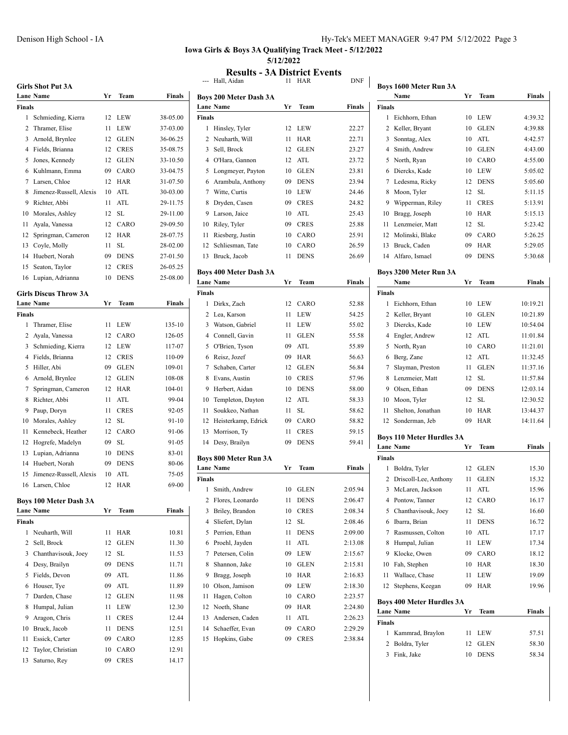# Iowa Girls & Boys 3A Qualifying Track Meet - 5/12/2022

5/12/2022

## Results - 3A District Events

### Girls Shot Put 3A

| Lane | Name | Yr | Team | Finals |
|---|---|---|---|---|
| **Finals** | | | | |
| 1 | Schmieding, Kierra | 12 | LEW | 38-05.00 |
| 2 | Thramer, Elise | 11 | LEW | 37-03.00 |
| 3 | Arnold, Brynlee | 12 | GLEN | 36-06.25 |
| 4 | Fields, Brianna | 12 | CRES | 35-08.75 |
| 5 | Jones, Kennedy | 12 | GLEN | 33-10.50 |
| 6 | Kuhlmann, Emma | 09 | CARO | 33-04.75 |
| 7 | Larsen, Chloe | 12 | HAR | 31-07.50 |
| 8 | Jimenez-Russell, Alexis | 10 | ATL | 30-03.00 |
| 9 | Richter, Abbi | 11 | ATL | 29-11.75 |
| 10 | Morales, Ashley | 12 | SL | 29-11.00 |
| 11 | Ayala, Vanessa | 12 | CARO | 29-09.50 |
| 12 | Springman, Cameron | 12 | HAR | 28-07.75 |
| 13 | Coyle, Molly | 11 | SL | 28-02.00 |
| 14 | Huebert, Norah | 09 | DENS | 27-01.50 |
| 15 | Seaton, Taylor | 12 | CRES | 26-05.25 |
| 16 | Lupian, Adrianna | 10 | DENS | 25-08.00 |

### Girls Discus Throw 3A

| Lane | Name | Yr | Team | Finals |
|---|---|---|---|---|
| **Finals** | | | | |
| 1 | Thramer, Elise | 11 | LEW | 135-10 |
| 2 | Ayala, Vanessa | 12 | CARO | 126-05 |
| 3 | Schmieding, Kierra | 12 | LEW | 117-07 |
| 4 | Fields, Brianna | 12 | CRES | 110-09 |
| 5 | Hiller, Abi | 09 | GLEN | 109-01 |
| 6 | Arnold, Brynlee | 12 | GLEN | 108-08 |
| 7 | Springman, Cameron | 12 | HAR | 104-01 |
| 8 | Richter, Abbi | 11 | ATL | 99-04 |
| 9 | Paup, Doryn | 11 | CRES | 92-05 |
| 10 | Morales, Ashley | 12 | SL | 91-10 |
| 11 | Kennebeck, Heather | 12 | CARO | 91-06 |
| 12 | Hogrefe, Madelyn | 09 | SL | 91-05 |
| 13 | Lupian, Adrianna | 10 | DENS | 83-01 |
| 14 | Huebert, Norah | 09 | DENS | 80-06 |
| 15 | Jimenez-Russell, Alexis | 10 | ATL | 75-05 |
| 16 | Larsen, Chloe | 12 | HAR | 69-00 |

### Boys 100 Meter Dash 3A

| Lane | Name | Yr | Team | Finals |
|---|---|---|---|---|
| **Finals** | | | | |
| 1 | Neuharth, Will | 11 | HAR | 10.81 |
| 2 | Sell, Brock | 12 | GLEN | 11.30 |
| 3 | Chanthavisouk, Joey | 12 | SL | 11.53 |
| 4 | Desy, Brailyn | 09 | DENS | 11.71 |
| 5 | Fields, Devon | 09 | ATL | 11.86 |
| 6 | Houser, Tye | 09 | ATL | 11.89 |
| 7 | Darden, Chase | 12 | GLEN | 11.98 |
| 8 | Humpal, Julian | 11 | LEW | 12.30 |
| 9 | Aragon, Chris | 11 | CRES | 12.44 |
| 10 | Bruck, Jacob | 11 | DENS | 12.51 |
| 11 | Essick, Carter | 09 | CARO | 12.85 |
| 12 | Taylor, Christian | 10 | CARO | 12.91 |
| 13 | Saturno, Rey | 09 | CRES | 14.17 |
| --- | Hall, Aidan | 11 | HAR | DNF |

### Boys 200 Meter Dash 3A

| Lane | Name | Yr | Team | Finals |
|---|---|---|---|---|
| **Finals** | | | | |
| 1 | Hinsley, Tyler | 12 | LEW | 22.27 |
| 2 | Neuharth, Will | 11 | HAR | 22.71 |
| 3 | Sell, Brock | 12 | GLEN | 23.27 |
| 4 | O'Hara, Gannon | 12 | ATL | 23.72 |
| 5 | Longmeyer, Payton | 10 | GLEN | 23.81 |
| 6 | Arambula, Anthony | 09 | DENS | 23.94 |
| 7 | Witte, Curtis | 10 | LEW | 24.46 |
| 8 | Dryden, Casen | 09 | CRES | 24.82 |
| 9 | Larson, Jaice | 10 | ATL | 25.43 |
| 10 | Riley, Tyler | 09 | CRES | 25.88 |
| 11 | Riesberg, Justin | 10 | CARO | 25.91 |
| 12 | Schliesman, Tate | 10 | CARO | 26.59 |
| 13 | Bruck, Jacob | 11 | DENS | 26.69 |

### Boys 400 Meter Dash 3A

| Lane | Name | Yr | Team | Finals |
|---|---|---|---|---|
| **Finals** | | | | |
| 1 | Dirkx, Zach | 12 | CARO | 52.88 |
| 2 | Lea, Karson | 11 | LEW | 54.25 |
| 3 | Watson, Gabriel | 11 | LEW | 55.02 |
| 4 | Connell, Gavin | 11 | GLEN | 55.58 |
| 5 | O'Brien, Tyson | 09 | ATL | 55.89 |
| 6 | Reisz, Jozef | 09 | HAR | 56.63 |
| 7 | Schaben, Carter | 12 | GLEN | 56.84 |
| 8 | Evans, Austin | 10 | CRES | 57.96 |
| 9 | Herbert, Aidan | 10 | DENS | 58.00 |
| 10 | Templeton, Dayton | 12 | ATL | 58.33 |
| 11 | Soukkeo, Nathan | 11 | SL | 58.62 |
| 12 | Heisterkamp, Edrick | 09 | CARO | 58.82 |
| 13 | Morrison, Ty | 11 | CRES | 59.15 |
| 14 | Desy, Brailyn | 09 | DENS | 59.41 |

### Boys 800 Meter Run 3A

| Lane | Name | Yr | Team | Finals |
|---|---|---|---|---|
| **Finals** | | | | |
| 1 | Smith, Andrew | 10 | GLEN | 2:05.94 |
| 2 | Flores, Leonardo | 11 | DENS | 2:06.47 |
| 3 | Briley, Brandon | 10 | CRES | 2:08.34 |
| 4 | Sliefert, Dylan | 12 | SL | 2:08.46 |
| 5 | Perrien, Ethan | 11 | DENS | 2:09.00 |
| 6 | Proehl, Jayden | 11 | ATL | 2:13.08 |
| 7 | Petersen, Colin | 09 | LEW | 2:15.67 |
| 8 | Shannon, Jake | 10 | GLEN | 2:15.81 |
| 9 | Bragg, Joseph | 10 | HAR | 2:16.83 |
| 10 | Olson, Jamison | 09 | LEW | 2:18.30 |
| 11 | Hagen, Colton | 10 | CARO | 2:23.57 |
| 12 | Noeth, Shane | 09 | HAR | 2:24.80 |
| 13 | Andersen, Caden | 11 | ATL | 2:26.23 |
| 14 | Schaeffer, Evan | 09 | CARO | 2:29.29 |
| 15 | Hopkins, Gabe | 09 | CRES | 2:38.84 |

### Boys 1600 Meter Run 3A

| | Name | Yr | Team | Finals |
|---|---|---|---|---|
| **Finals** | | | | |
| 1 | Eichhorn, Ethan | 10 | LEW | 4:39.32 |
| 2 | Keller, Bryant | 10 | GLEN | 4:39.88 |
| 3 | Sonntag, Alex | 10 | ATL | 4:42.57 |
| 4 | Smith, Andrew | 10 | GLEN | 4:43.00 |
| 5 | North, Ryan | 10 | CARO | 4:55.00 |
| 6 | Diercks, Kade | 10 | LEW | 5:05.02 |
| 7 | Ledesma, Ricky | 12 | DENS | 5:05.60 |
| 8 | Moon, Tyler | 12 | SL | 5:11.15 |
| 9 | Wipperman, Riley | 11 | CRES | 5:13.91 |
| 10 | Bragg, Joseph | 10 | HAR | 5:15.13 |
| 11 | Lenzmeier, Matt | 12 | SL | 5:23.42 |
| 12 | Molinski, Blake | 09 | CARO | 5:26.25 |
| 13 | Bruck, Caden | 09 | HAR | 5:29.05 |
| 14 | Alfaro, Ismael | 09 | DENS | 5:30.68 |

### Boys 3200 Meter Run 3A

| | Name | Yr | Team | Finals |
|---|---|---|---|---|
| **Finals** | | | | |
| 1 | Eichhorn, Ethan | 10 | LEW | 10:19.21 |
| 2 | Keller, Bryant | 10 | GLEN | 10:21.89 |
| 3 | Diercks, Kade | 10 | LEW | 10:54.04 |
| 4 | Engler, Andrew | 12 | ATL | 11:01.84 |
| 5 | North, Ryan | 10 | CARO | 11:21.01 |
| 6 | Berg, Zane | 12 | ATL | 11:32.45 |
| 7 | Slayman, Preston | 11 | GLEN | 11:37.16 |
| 8 | Lenzmeier, Matt | 12 | SL | 11:57.84 |
| 9 | Olsen, Ethan | 09 | DENS | 12:03.14 |
| 10 | Moon, Tyler | 12 | SL | 12:30.52 |
| 11 | Shelton, Jonathan | 10 | HAR | 13:44.37 |
| 12 | Sonderman, Jeb | 09 | HAR | 14:11.64 |

### Boys 110 Meter Hurdles 3A

| Lane | Name | Yr | Team | Finals |
|---|---|---|---|---|
| **Finals** | | | | |
| 1 | Boldra, Tyler | 12 | GLEN | 15.30 |
| 2 | Driscoll-Lee, Anthony | 11 | GLEN | 15.32 |
| 3 | McLaren, Jackson | 11 | ATL | 15.96 |
| 4 | Pontow, Tanner | 12 | CARO | 16.17 |
| 5 | Chanthavisouk, Joey | 12 | SL | 16.60 |
| 6 | Ibarra, Brian | 11 | DENS | 16.72 |
| 7 | Rasmussen, Colton | 10 | ATL | 17.17 |
| 8 | Humpal, Julian | 11 | LEW | 17.34 |
| 9 | Klocke, Owen | 09 | CARO | 18.12 |
| 10 | Fah, Stephen | 10 | HAR | 18.30 |
| 11 | Wallace, Chase | 11 | LEW | 19.09 |
| 12 | Stephens, Keegan | 09 | HAR | 19.96 |

### Boys 400 Meter Hurdles 3A

| Lane | Name | Yr | Team | Finals |
|---|---|---|---|---|
| **Finals** | | | | |
| 1 | Kammrad, Braylon | 11 | LEW | 57.51 |
| 2 | Boldra, Tyler | 12 | GLEN | 58.30 |
| 3 | Fink, Jake | 10 | DENS | 58.34 |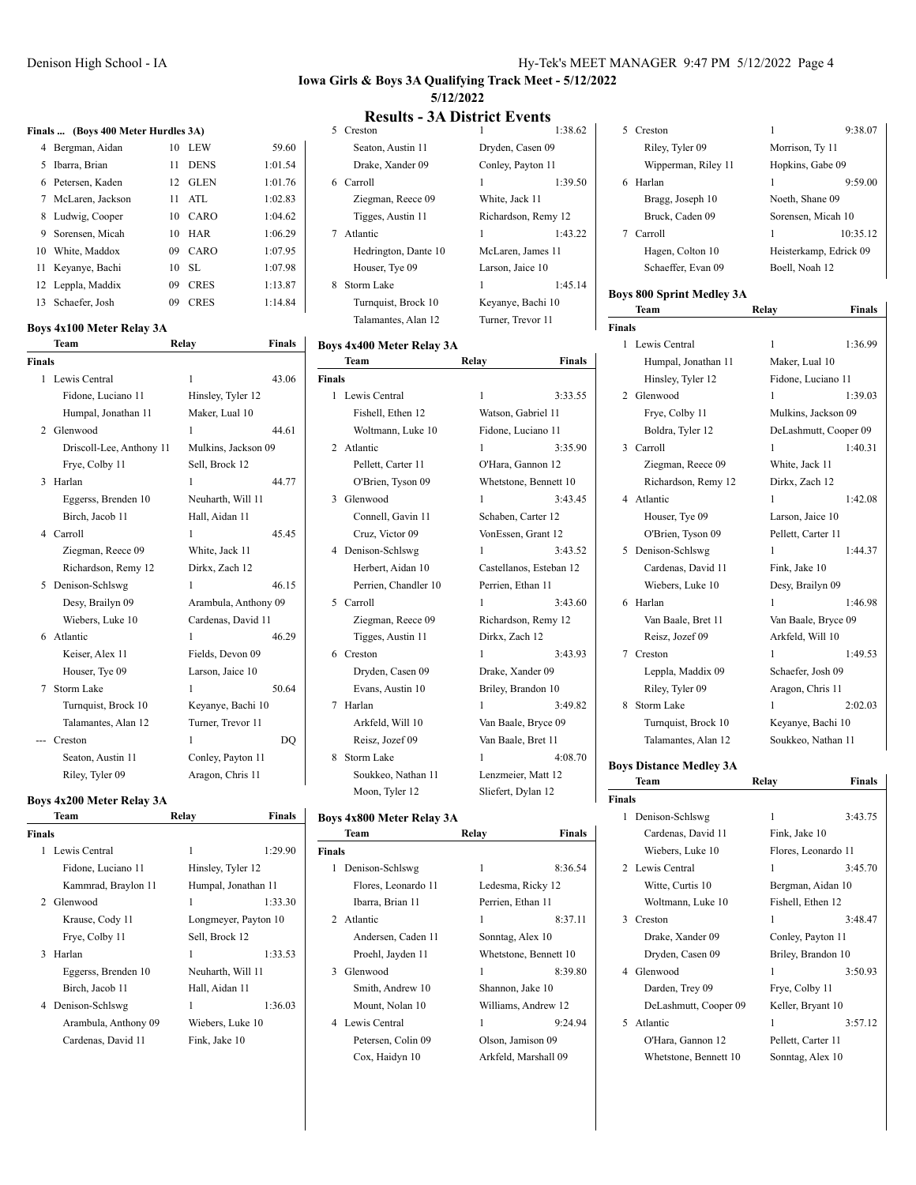# Iowa Girls & Boys 3A Qualifying Track Meet - 5/12/2022

5/12/2022

## Results - 3A District Events

### Finals ... (Boys 400 Meter Hurdles 3A)

| Place | Name | Yr | School | Finals |
|---|---|---|---|---|
| 4 | Bergman, Aidan | 10 | LEW | 59.60 |
| 5 | Ibarra, Brian | 11 | DENS | 1:01.54 |
| 6 | Petersen, Kaden | 12 | GLEN | 1:01.76 |
| 7 | McLaren, Jackson | 11 | ATL | 1:02.83 |
| 8 | Ludwig, Cooper | 10 | CARO | 1:04.62 |
| 9 | Sorensen, Micah | 10 | HAR | 1:06.29 |
| 10 | White, Maddox | 09 | CARO | 1:07.95 |
| 11 | Keyanye, Bachi | 10 | SL | 1:07.98 |
| 12 | Leppla, Maddix | 09 | CRES | 1:13.87 |
| 13 | Schaefer, Josh | 09 | CRES | 1:14.84 |

### Boys 4x100 Meter Relay 3A

| Place | Team | Relay | Finals |
|---|---|---|---|
| 1 | Lewis Central | 1 | 43.06 |
| | Fidone, Luciano 11 | Hinsley, Tyler 12 | |
| | Humpal, Jonathan 11 | Maker, Lual 10 | |
| 2 | Glenwood | 1 | 44.61 |
| | Driscoll-Lee, Anthony 11 | Mulkins, Jackson 09 | |
| | Frye, Colby 11 | Sell, Brock 12 | |
| 3 | Harlan | 1 | 44.77 |
| | Eggerss, Brenden 10 | Neuharth, Will 11 | |
| | Birch, Jacob 11 | Hall, Aidan 11 | |
| 4 | Carroll | 1 | 45.45 |
| | Ziegman, Reece 09 | White, Jack 11 | |
| | Richardson, Remy 12 | Dirkx, Zach 12 | |
| 5 | Denison-Schlswg | 1 | 46.15 |
| | Desy, Brailyn 09 | Arambula, Anthony 09 | |
| | Wiebers, Luke 10 | Cardenas, David 11 | |
| 6 | Atlantic | 1 | 46.29 |
| | Keiser, Alex 11 | Fields, Devon 09 | |
| | Houser, Tye 09 | Larson, Jaice 10 | |
| 7 | Storm Lake | 1 | 50.64 |
| | Turnquist, Brock 10 | Keyanye, Bachi 10 | |
| | Talamantes, Alan 12 | Turner, Trevor 11 | |
| --- | Creston | 1 | DQ |
| | Seaton, Austin 11 | Conley, Payton 11 | |
| | Riley, Tyler 09 | Aragon, Chris 11 | |

### Boys 4x200 Meter Relay 3A

| Place | Team | Relay | Finals |
|---|---|---|---|
| 1 | Lewis Central | 1 | 1:29.90 |
| | Fidone, Luciano 11 | Hinsley, Tyler 12 | |
| | Kammrad, Braylon 11 | Humpal, Jonathan 11 | |
| 2 | Glenwood | 1 | 1:33.30 |
| | Krause, Cody 11 | Longmeyer, Payton 10 | |
| | Frye, Colby 11 | Sell, Brock 12 | |
| 3 | Harlan | 1 | 1:33.53 |
| | Eggerss, Brenden 10 | Neuharth, Will 11 | |
| | Birch, Jacob 11 | Hall, Aidan 11 | |
| 4 | Denison-Schlswg | 1 | 1:36.03 |
| | Arambula, Anthony 09 | Wiebers, Luke 10 | |
| | Cardenas, David 11 | Fink, Jake 10 | |
| 5 | Creston | 1 | 1:38.62 |
| | Seaton, Austin 11 | Dryden, Casen 09 | |
| | Drake, Xander 09 | Conley, Payton 11 | |
| 6 | Carroll | 1 | 1:39.50 |
| | Ziegman, Reece 09 | White, Jack 11 | |
| | Tigges, Austin 11 | Richardson, Remy 12 | |
| 7 | Atlantic | 1 | 1:43.22 |
| | Hedrington, Dante 10 | McLaren, James 11 | |
| | Houser, Tye 09 | Larson, Jaice 10 | |
| 8 | Storm Lake | 1 | 1:45.14 |
| | Turnquist, Brock 10 | Keyanye, Bachi 10 | |
| | Talamantes, Alan 12 | Turner, Trevor 11 | |

### Boys 4x400 Meter Relay 3A

| Place | Team | Relay | Finals |
|---|---|---|---|
| 1 | Lewis Central | 1 | 3:33.55 |
| | Fishell, Ethen 12 | Watson, Gabriel 11 | |
| | Woltmann, Luke 10 | Fidone, Luciano 11 | |
| 2 | Atlantic | 1 | 3:35.90 |
| | Pellett, Carter 11 | O'Hara, Gannon 12 | |
| | O'Brien, Tyson 09 | Whetstone, Bennett 10 | |
| 3 | Glenwood | 1 | 3:43.45 |
| | Connell, Gavin 11 | Schaben, Carter 12 | |
| | Cruz, Victor 09 | VonEssen, Grant 12 | |
| 4 | Denison-Schlswg | 1 | 3:43.52 |
| | Herbert, Aidan 10 | Castellanos, Esteban 12 | |
| | Perrien, Chandler 10 | Perrien, Ethan 11 | |
| 5 | Carroll | 1 | 3:43.60 |
| | Ziegman, Reece 09 | Richardson, Remy 12 | |
| | Tigges, Austin 11 | Dirkx, Zach 12 | |
| 6 | Creston | 1 | 3:43.93 |
| | Dryden, Casen 09 | Drake, Xander 09 | |
| | Evans, Austin 10 | Briley, Brandon 10 | |
| 7 | Harlan | 1 | 3:49.82 |
| | Arkfeld, Will 10 | Van Baale, Bryce 09 | |
| | Reisz, Jozef 09 | Van Baale, Bret 11 | |
| 8 | Storm Lake | 1 | 4:08.70 |
| | Soukkeo, Nathan 11 | Lenzmeier, Matt 12 | |
| | Moon, Tyler 12 | Sliefert, Dylan 12 | |

### Boys 4x800 Meter Relay 3A

| Place | Team | Relay | Finals |
|---|---|---|---|
| 1 | Denison-Schlswg | 1 | 8:36.54 |
| | Flores, Leonardo 11 | Ledesma, Ricky 12 | |
| | Ibarra, Brian 11 | Perrien, Ethan 11 | |
| 2 | Atlantic | 1 | 8:37.11 |
| | Andersen, Caden 11 | Sonntag, Alex 10 | |
| | Proehl, Jayden 11 | Whetstone, Bennett 10 | |
| 3 | Glenwood | 1 | 8:39.80 |
| | Smith, Andrew 10 | Shannon, Jake 10 | |
| | Mount, Nolan 10 | Williams, Andrew 12 | |
| 4 | Lewis Central | 1 | 9:24.94 |
| | Petersen, Colin 09 | Olson, Jamison 09 | |
| | Cox, Haidyn 10 | Arkfeld, Marshall 09 | |
| 5 | Creston | 1 | 9:38.07 |
| | Riley, Tyler 09 | Morrison, Ty 11 | |
| | Wipperman, Riley 11 | Hopkins, Gabe 09 | |
| 6 | Harlan | 1 | 9:59.00 |
| | Bragg, Joseph 10 | Noeth, Shane 09 | |
| | Bruck, Caden 09 | Sorensen, Micah 10 | |
| 7 | Carroll | 1 | 10:35.12 |
| | Hagen, Colton 10 | Heisterkamp, Edrick 09 | |
| | Schaeffer, Evan 09 | Boell, Noah 12 | |

### Boys 800 Sprint Medley 3A

| Place | Team | Relay | Finals |
|---|---|---|---|
| 1 | Lewis Central | 1 | 1:36.99 |
| | Humpal, Jonathan 11 | Maker, Lual 10 | |
| | Hinsley, Tyler 12 | Fidone, Luciano 11 | |
| 2 | Glenwood | 1 | 1:39.03 |
| | Frye, Colby 11 | Mulkins, Jackson 09 | |
| | Boldra, Tyler 12 | DeLashmutt, Cooper 09 | |
| 3 | Carroll | 1 | 1:40.31 |
| | Ziegman, Reece 09 | White, Jack 11 | |
| | Richardson, Remy 12 | Dirkx, Zach 12 | |
| 4 | Atlantic | 1 | 1:42.08 |
| | Houser, Tye 09 | Larson, Jaice 10 | |
| | O'Brien, Tyson 09 | Pellett, Carter 11 | |
| 5 | Denison-Schlswg | 1 | 1:44.37 |
| | Cardenas, David 11 | Fink, Jake 10 | |
| | Wiebers, Luke 10 | Desy, Brailyn 09 | |
| 6 | Harlan | 1 | 1:46.98 |
| | Van Baale, Bret 11 | Van Baale, Bryce 09 | |
| | Reisz, Jozef 09 | Arkfeld, Will 10 | |
| 7 | Creston | 1 | 1:49.53 |
| | Leppla, Maddix 09 | Schaefer, Josh 09 | |
| | Riley, Tyler 09 | Aragon, Chris 11 | |
| 8 | Storm Lake | 1 | 2:02.03 |
| | Turnquist, Brock 10 | Keyanye, Bachi 10 | |
| | Talamantes, Alan 12 | Soukkeo, Nathan 11 | |

### Boys Distance Medley 3A

| Place | Team | Relay | Finals |
|---|---|---|---|
| 1 | Denison-Schlswg | 1 | 3:43.75 |
| | Cardenas, David 11 | Fink, Jake 10 | |
| | Wiebers, Luke 10 | Flores, Leonardo 11 | |
| 2 | Lewis Central | 1 | 3:45.70 |
| | Witte, Curtis 10 | Bergman, Aidan 10 | |
| | Woltmann, Luke 10 | Fishell, Ethen 12 | |
| 3 | Creston | 1 | 3:48.47 |
| | Drake, Xander 09 | Conley, Payton 11 | |
| | Dryden, Casen 09 | Briley, Brandon 10 | |
| 4 | Glenwood | 1 | 3:50.93 |
| | Darden, Trey 09 | Frye, Colby 11 | |
| | DeLashmutt, Cooper 09 | Keller, Bryant 10 | |
| 5 | Atlantic | 1 | 3:57.12 |
| | O'Hara, Gannon 12 | Pellett, Carter 11 | |
| | Whetstone, Bennett 10 | Sonntag, Alex 10 | |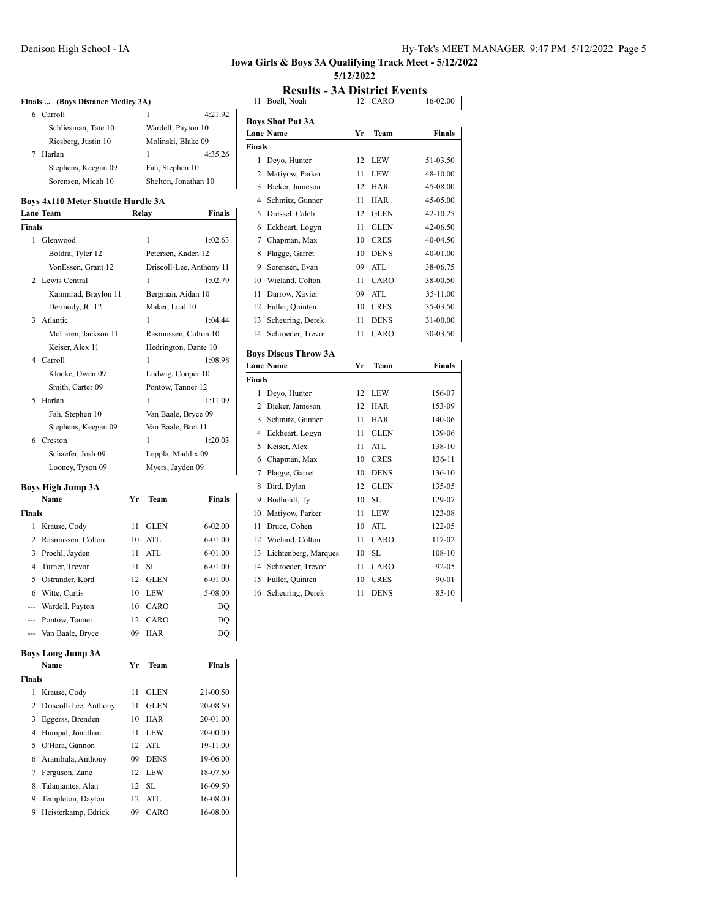# Iowa Girls & Boys 3A Qualifying Track Meet - 5/12/2022

5/12/2022

## Results - 3A District Events

### Finals ... (Boys Distance Medley 3A)

| | Team | Relay | Finals |
|---|---|---|---|
| 6 | Carroll | 1 | 4:21.92 |
| | Schliesman, Tate 10 | Wardell, Payton 10 | |
| | Riesberg, Justin 10 | Molinski, Blake 09 | |
| 7 | Harlan | 1 | 4:35.26 |
| | Stephens, Keegan 09 | Fah, Stephen 10 | |
| | Sorensen, Micah 10 | Shelton, Jonathan 10 | |

### Boys 4x110 Meter Shuttle Hurdle 3A

| Lane | Team | Relay | Finals |
|---|---|---|---|
| **Finals** | | | |
| 1 | Glenwood | 1 | 1:02.63 |
| | Boldra, Tyler 12 | Petersen, Kaden 12 | |
| | VonEssen, Grant 12 | Driscoll-Lee, Anthony 11 | |
| 2 | Lewis Central | 1 | 1:02.79 |
| | Kammrad, Braylon 11 | Bergman, Aidan 10 | |
| | Dermody, JC 12 | Maker, Lual 10 | |
| 3 | Atlantic | 1 | 1:04.44 |
| | McLaren, Jackson 11 | Rasmussen, Colton 10 | |
| | Keiser, Alex 11 | Hedrington, Dante 10 | |
| 4 | Carroll | 1 | 1:08.98 |
| | Klocke, Owen 09 | Ludwig, Cooper 10 | |
| | Smith, Carter 09 | Pontow, Tanner 12 | |
| 5 | Harlan | 1 | 1:11.09 |
| | Fah, Stephen 10 | Van Baale, Bryce 09 | |
| | Stephens, Keegan 09 | Van Baale, Bret 11 | |
| 6 | Creston | 1 | 1:20.03 |
| | Schaefer, Josh 09 | Leppla, Maddix 09 | |
| | Looney, Tyson 09 | Myers, Jayden 09 | |

### Boys High Jump 3A

| | Name | Yr | Team | Finals |
|---|---|---|---|---|
| **Finals** | | | | |
| 1 | Krause, Cody | 11 | GLEN | 6-02.00 |
| 2 | Rasmussen, Colton | 10 | ATL | 6-01.00 |
| 3 | Proehl, Jayden | 11 | ATL | 6-01.00 |
| 4 | Turner, Trevor | 11 | SL | 6-01.00 |
| 5 | Ostrander, Kord | 12 | GLEN | 6-01.00 |
| 6 | Witte, Curtis | 10 | LEW | 5-08.00 |
| --- | Wardell, Payton | 10 | CARO | DQ |
| --- | Pontow, Tanner | 12 | CARO | DQ |
| --- | Van Baale, Bryce | 09 | HAR | DQ |

### Boys Long Jump 3A

| | Name | Yr | Team | Finals |
|---|---|---|---|---|
| **Finals** | | | | |
| 1 | Krause, Cody | 11 | GLEN | 21-00.50 |
| 2 | Driscoll-Lee, Anthony | 11 | GLEN | 20-08.50 |
| 3 | Eggerss, Brenden | 10 | HAR | 20-01.00 |
| 4 | Humpal, Jonathan | 11 | LEW | 20-00.00 |
| 5 | O'Hara, Gannon | 12 | ATL | 19-11.00 |
| 6 | Arambula, Anthony | 09 | DENS | 19-06.00 |
| 7 | Ferguson, Zane | 12 | LEW | 18-07.50 |
| 8 | Talamantes, Alan | 12 | SL | 16-09.50 |
| 9 | Templeton, Dayton | 12 | ATL | 16-08.00 |
| 9 | Heisterkamp, Edrick | 09 | CARO | 16-08.00 |
| 11 | Boell, Noah | 12 | CARO | 16-02.00 |

### Boys Shot Put 3A

| Lane | Name | Yr | Team | Finals |
|---|---|---|---|---|
| **Finals** | | | | |
| 1 | Deyo, Hunter | 12 | LEW | 51-03.50 |
| 2 | Matiyow, Parker | 11 | LEW | 48-10.00 |
| 3 | Bieker, Jameson | 12 | HAR | 45-08.00 |
| 4 | Schmitz, Gunner | 11 | HAR | 45-05.00 |
| 5 | Dressel, Caleb | 12 | GLEN | 42-10.25 |
| 6 | Eckheart, Logyn | 11 | GLEN | 42-06.50 |
| 7 | Chapman, Max | 10 | CRES | 40-04.50 |
| 8 | Plagge, Garret | 10 | DENS | 40-01.00 |
| 9 | Sorensen, Evan | 09 | ATL | 38-06.75 |
| 10 | Wieland, Colton | 11 | CARO | 38-00.50 |
| 11 | Darrow, Xavier | 09 | ATL | 35-11.00 |
| 12 | Fuller, Quinten | 10 | CRES | 35-03.50 |
| 13 | Scheuring, Derek | 11 | DENS | 31-00.00 |
| 14 | Schroeder, Trevor | 11 | CARO | 30-03.50 |

### Boys Discus Throw 3A

| Lane | Name | Yr | Team | Finals |
|---|---|---|---|---|
| **Finals** | | | | |
| 1 | Deyo, Hunter | 12 | LEW | 156-07 |
| 2 | Bieker, Jameson | 12 | HAR | 153-09 |
| 3 | Schmitz, Gunner | 11 | HAR | 140-06 |
| 4 | Eckheart, Logyn | 11 | GLEN | 139-06 |
| 5 | Keiser, Alex | 11 | ATL | 138-10 |
| 6 | Chapman, Max | 10 | CRES | 136-11 |
| 7 | Plagge, Garret | 10 | DENS | 136-10 |
| 8 | Bird, Dylan | 12 | GLEN | 135-05 |
| 9 | Bodholdt, Ty | 10 | SL | 129-07 |
| 10 | Matiyow, Parker | 11 | LEW | 123-08 |
| 11 | Bruce, Cohen | 10 | ATL | 122-05 |
| 12 | Wieland, Colton | 11 | CARO | 117-02 |
| 13 | Lichtenberg, Marques | 10 | SL | 108-10 |
| 14 | Schroeder, Trevor | 11 | CARO | 92-05 |
| 15 | Fuller, Quinten | 10 | CRES | 90-01 |
| 16 | Scheuring, Derek | 11 | DENS | 83-10 |